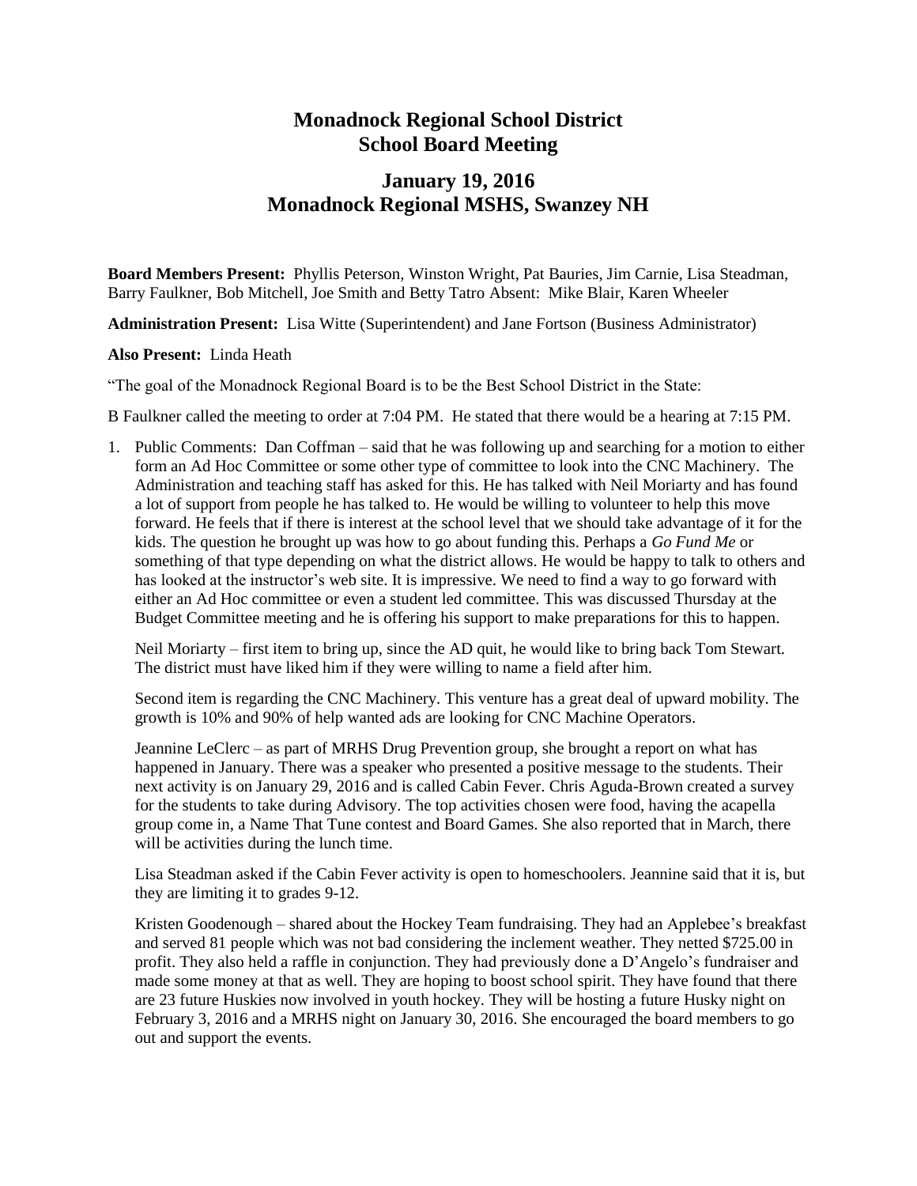# Monadnock Regional School District
# School Board Meeting

## January 19, 2016
## Monadnock Regional MSHS, Swanzey NH

**Board Members Present:** Phyllis Peterson, Winston Wright, Pat Bauries, Jim Carnie, Lisa Steadman, Barry Faulkner, Bob Mitchell, Joe Smith and Betty Tatro Absent: Mike Blair, Karen Wheeler

**Administration Present:** Lisa Witte (Superintendent) and Jane Fortson (Business Administrator)

**Also Present:** Linda Heath

"The goal of the Monadnock Regional Board is to be the Best School District in the State:

B Faulkner called the meeting to order at 7:04 PM. He stated that there would be a hearing at 7:15 PM.

1. Public Comments: Dan Coffman – said that he was following up and searching for a motion to either form an Ad Hoc Committee or some other type of committee to look into the CNC Machinery. The Administration and teaching staff has asked for this. He has talked with Neil Moriarty and has found a lot of support from people he has talked to. He would be willing to volunteer to help this move forward. He feels that if there is interest at the school level that we should take advantage of it for the kids. The question he brought up was how to go about funding this. Perhaps a *Go Fund Me* or something of that type depending on what the district allows. He would be happy to talk to others and has looked at the instructor's web site. It is impressive. We need to find a way to go forward with either an Ad Hoc committee or even a student led committee. This was discussed Thursday at the Budget Committee meeting and he is offering his support to make preparations for this to happen.

   Neil Moriarty – first item to bring up, since the AD quit, he would like to bring back Tom Stewart. The district must have liked him if they were willing to name a field after him.

   Second item is regarding the CNC Machinery. This venture has a great deal of upward mobility. The growth is 10% and 90% of help wanted ads are looking for CNC Machine Operators.

   Jeannine LeClerc – as part of MRHS Drug Prevention group, she brought a report on what has happened in January. There was a speaker who presented a positive message to the students. Their next activity is on January 29, 2016 and is called Cabin Fever. Chris Aguda-Brown created a survey for the students to take during Advisory. The top activities chosen were food, having the acapella group come in, a Name That Tune contest and Board Games. She also reported that in March, there will be activities during the lunch time.

   Lisa Steadman asked if the Cabin Fever activity is open to homeschoolers. Jeannine said that it is, but they are limiting it to grades 9-12.

   Kristen Goodenough – shared about the Hockey Team fundraising. They had an Applebee's breakfast and served 81 people which was not bad considering the inclement weather. They netted $725.00 in profit. They also held a raffle in conjunction. They had previously done a D'Angelo's fundraiser and made some money at that as well. They are hoping to boost school spirit. They have found that there are 23 future Huskies now involved in youth hockey. They will be hosting a future Husky night on February 3, 2016 and a MRHS night on January 30, 2016. She encouraged the board members to go out and support the events.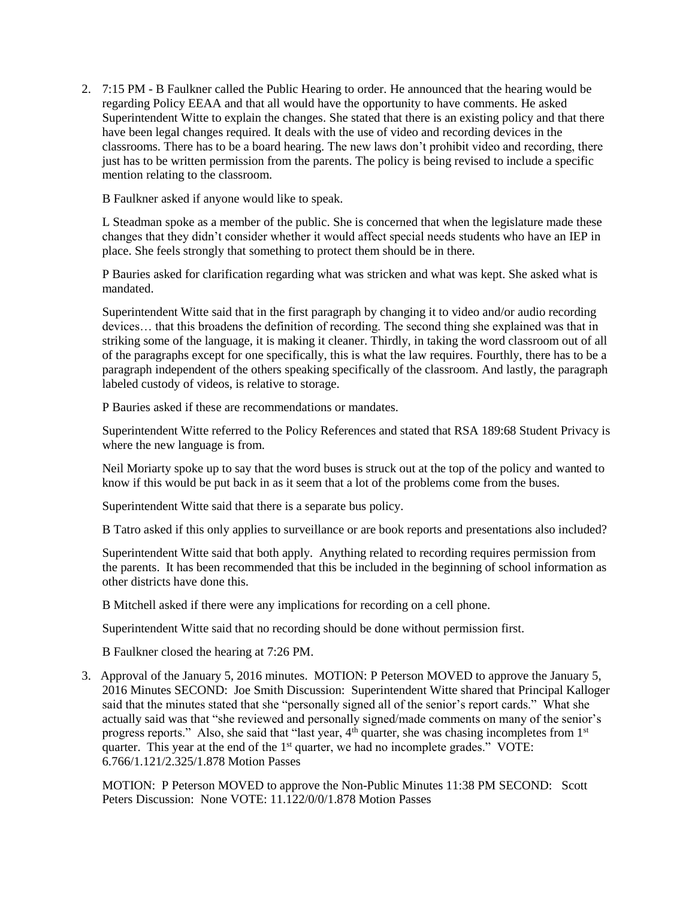2. 7:15 PM - B Faulkner called the Public Hearing to order. He announced that the hearing would be regarding Policy EEAA and that all would have the opportunity to have comments. He asked Superintendent Witte to explain the changes. She stated that there is an existing policy and that there have been legal changes required. It deals with the use of video and recording devices in the classrooms. There has to be a board hearing. The new laws don't prohibit video and recording, there just has to be written permission from the parents. The policy is being revised to include a specific mention relating to the classroom.

   B Faulkner asked if anyone would like to speak.

   L Steadman spoke as a member of the public. She is concerned that when the legislature made these changes that they didn't consider whether it would affect special needs students who have an IEP in place. She feels strongly that something to protect them should be in there.

   P Bauries asked for clarification regarding what was stricken and what was kept. She asked what is mandated.

   Superintendent Witte said that in the first paragraph by changing it to video and/or audio recording devices… that this broadens the definition of recording. The second thing she explained was that in striking some of the language, it is making it cleaner. Thirdly, in taking the word classroom out of all of the paragraphs except for one specifically, this is what the law requires. Fourthly, there has to be a paragraph independent of the others speaking specifically of the classroom. And lastly, the paragraph labeled custody of videos, is relative to storage.

   P Bauries asked if these are recommendations or mandates.

   Superintendent Witte referred to the Policy References and stated that RSA 189:68 Student Privacy is where the new language is from.

   Neil Moriarty spoke up to say that the word buses is struck out at the top of the policy and wanted to know if this would be put back in as it seem that a lot of the problems come from the buses.

   Superintendent Witte said that there is a separate bus policy.

   B Tatro asked if this only applies to surveillance or are book reports and presentations also included?

   Superintendent Witte said that both apply. Anything related to recording requires permission from the parents. It has been recommended that this be included in the beginning of school information as other districts have done this.

   B Mitchell asked if there were any implications for recording on a cell phone.

   Superintendent Witte said that no recording should be done without permission first.

   B Faulkner closed the hearing at 7:26 PM.

3. Approval of the January 5, 2016 minutes. MOTION: P Peterson MOVED to approve the January 5, 2016 Minutes SECOND: Joe Smith Discussion: Superintendent Witte shared that Principal Kalloger said that the minutes stated that she "personally signed all of the senior's report cards." What she actually said was that "she reviewed and personally signed/made comments on many of the senior's progress reports." Also, she said that "last year, 4th quarter, she was chasing incompletes from 1st quarter. This year at the end of the 1st quarter, we had no incomplete grades." VOTE: 6.766/1.121/2.325/1.878 Motion Passes

   MOTION: P Peterson MOVED to approve the Non-Public Minutes 11:38 PM SECOND: Scott Peters Discussion: None VOTE: 11.122/0/0/1.878 Motion Passes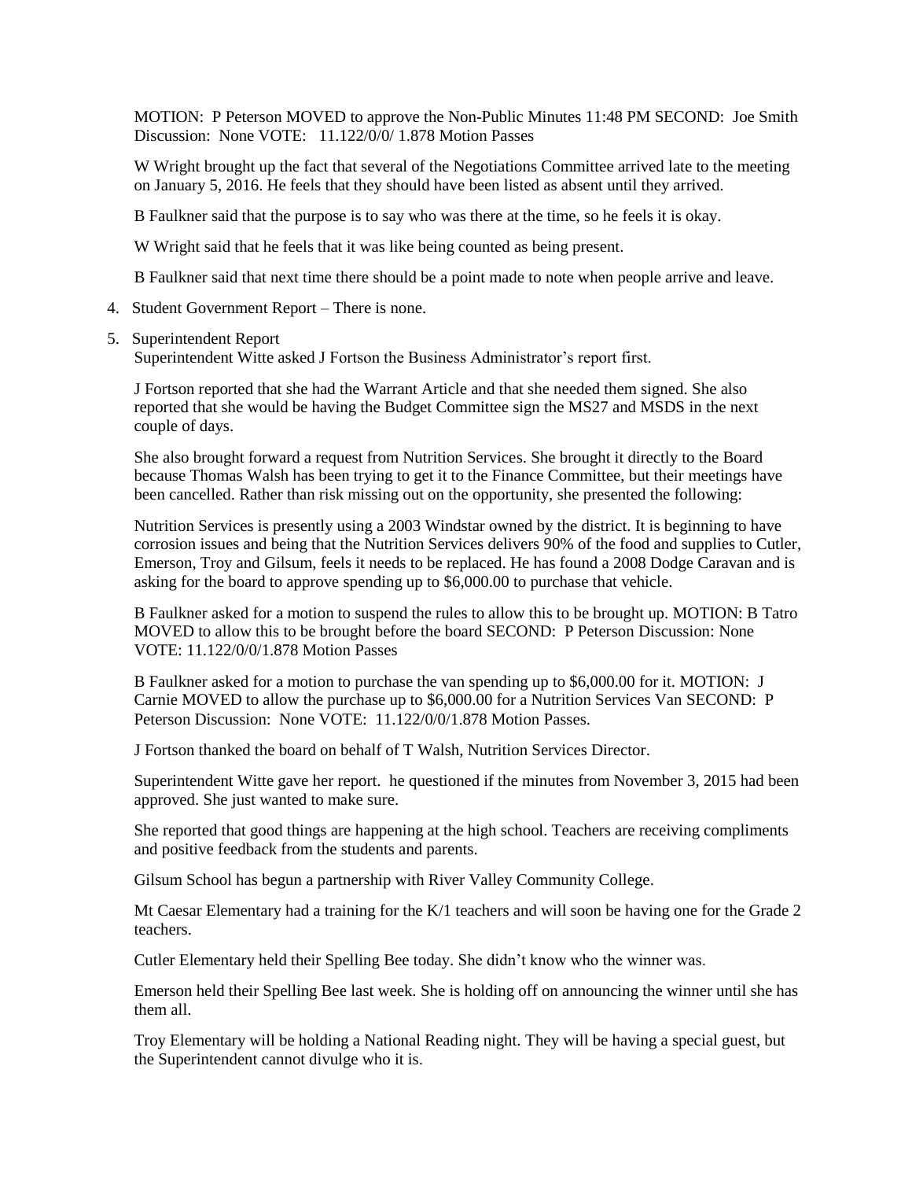MOTION: P Peterson MOVED to approve the Non-Public Minutes 11:48 PM SECOND: Joe Smith Discussion: None VOTE: 11.122/0/0/ 1.878 Motion Passes

W Wright brought up the fact that several of the Negotiations Committee arrived late to the meeting on January 5, 2016. He feels that they should have been listed as absent until they arrived.

B Faulkner said that the purpose is to say who was there at the time, so he feels it is okay.

W Wright said that he feels that it was like being counted as being present.

B Faulkner said that next time there should be a point made to note when people arrive and leave.

4. Student Government Report – There is none.

5. Superintendent Report
   Superintendent Witte asked J Fortson the Business Administrator's report first.

   J Fortson reported that she had the Warrant Article and that she needed them signed. She also reported that she would be having the Budget Committee sign the MS27 and MSDS in the next couple of days.

   She also brought forward a request from Nutrition Services. She brought it directly to the Board because Thomas Walsh has been trying to get it to the Finance Committee, but their meetings have been cancelled. Rather than risk missing out on the opportunity, she presented the following:

   Nutrition Services is presently using a 2003 Windstar owned by the district. It is beginning to have corrosion issues and being that the Nutrition Services delivers 90% of the food and supplies to Cutler, Emerson, Troy and Gilsum, feels it needs to be replaced. He has found a 2008 Dodge Caravan and is asking for the board to approve spending up to $6,000.00 to purchase that vehicle.

   B Faulkner asked for a motion to suspend the rules to allow this to be brought up. MOTION: B Tatro MOVED to allow this to be brought before the board SECOND: P Peterson Discussion: None VOTE: 11.122/0/0/1.878 Motion Passes

   B Faulkner asked for a motion to purchase the van spending up to $6,000.00 for it. MOTION: J Carnie MOVED to allow the purchase up to $6,000.00 for a Nutrition Services Van SECOND: P Peterson Discussion: None VOTE: 11.122/0/0/1.878 Motion Passes.

   J Fortson thanked the board on behalf of T Walsh, Nutrition Services Director.

   Superintendent Witte gave her report. he questioned if the minutes from November 3, 2015 had been approved. She just wanted to make sure.

   She reported that good things are happening at the high school. Teachers are receiving compliments and positive feedback from the students and parents.

   Gilsum School has begun a partnership with River Valley Community College.

   Mt Caesar Elementary had a training for the K/1 teachers and will soon be having one for the Grade 2 teachers.

   Cutler Elementary held their Spelling Bee today. She didn't know who the winner was.

   Emerson held their Spelling Bee last week. She is holding off on announcing the winner until she has them all.

   Troy Elementary will be holding a National Reading night. They will be having a special guest, but the Superintendent cannot divulge who it is.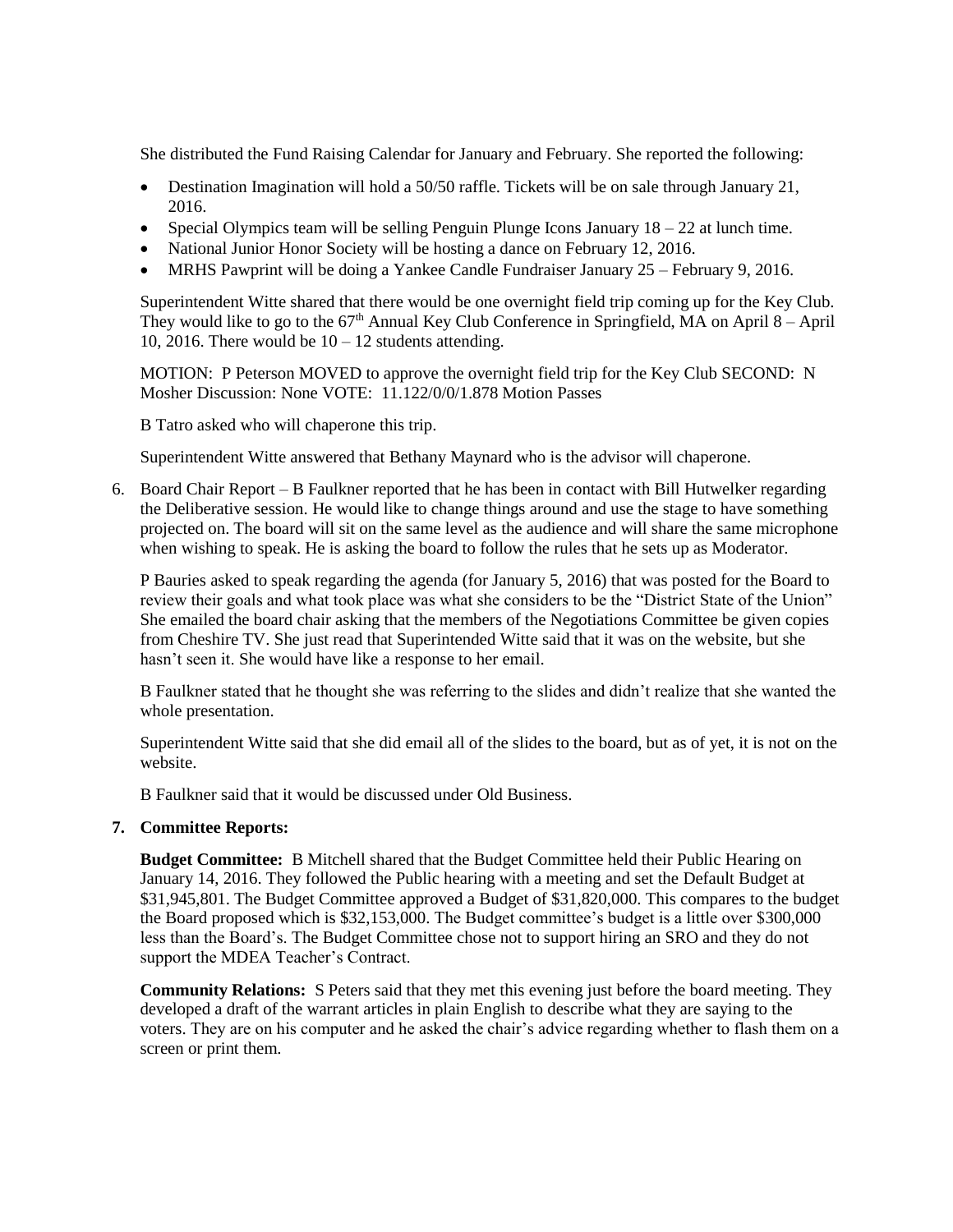She distributed the Fund Raising Calendar for January and February. She reported the following:

- Destination Imagination will hold a 50/50 raffle. Tickets will be on sale through January 21, 2016.
- Special Olympics team will be selling Penguin Plunge Icons January 18 – 22 at lunch time.
- National Junior Honor Society will be hosting a dance on February 12, 2016.
- MRHS Pawprint will be doing a Yankee Candle Fundraiser January 25 – February 9, 2016.

Superintendent Witte shared that there would be one overnight field trip coming up for the Key Club. They would like to go to the 67th Annual Key Club Conference in Springfield, MA on April 8 – April 10, 2016. There would be 10 – 12 students attending.

MOTION: P Peterson MOVED to approve the overnight field trip for the Key Club SECOND: N Mosher Discussion: None VOTE: 11.122/0/0/1.878 Motion Passes

B Tatro asked who will chaperone this trip.

Superintendent Witte answered that Bethany Maynard who is the advisor will chaperone.

6. Board Chair Report – B Faulkner reported that he has been in contact with Bill Hutwelker regarding the Deliberative session. He would like to change things around and use the stage to have something projected on. The board will sit on the same level as the audience and will share the same microphone when wishing to speak. He is asking the board to follow the rules that he sets up as Moderator.

   P Bauries asked to speak regarding the agenda (for January 5, 2016) that was posted for the Board to review their goals and what took place was what she considers to be the "District State of the Union" She emailed the board chair asking that the members of the Negotiations Committee be given copies from Cheshire TV. She just read that Superintended Witte said that it was on the website, but she hasn't seen it. She would have like a response to her email.

   B Faulkner stated that he thought she was referring to the slides and didn't realize that she wanted the whole presentation.

   Superintendent Witte said that she did email all of the slides to the board, but as of yet, it is not on the website.

   B Faulkner said that it would be discussed under Old Business.

7. **Committee Reports:**

   **Budget Committee:** B Mitchell shared that the Budget Committee held their Public Hearing on January 14, 2016. They followed the Public hearing with a meeting and set the Default Budget at $31,945,801. The Budget Committee approved a Budget of $31,820,000. This compares to the budget the Board proposed which is $32,153,000. The Budget committee's budget is a little over $300,000 less than the Board's. The Budget Committee chose not to support hiring an SRO and they do not support the MDEA Teacher's Contract.

   **Community Relations:** S Peters said that they met this evening just before the board meeting. They developed a draft of the warrant articles in plain English to describe what they are saying to the voters. They are on his computer and he asked the chair's advice regarding whether to flash them on a screen or print them.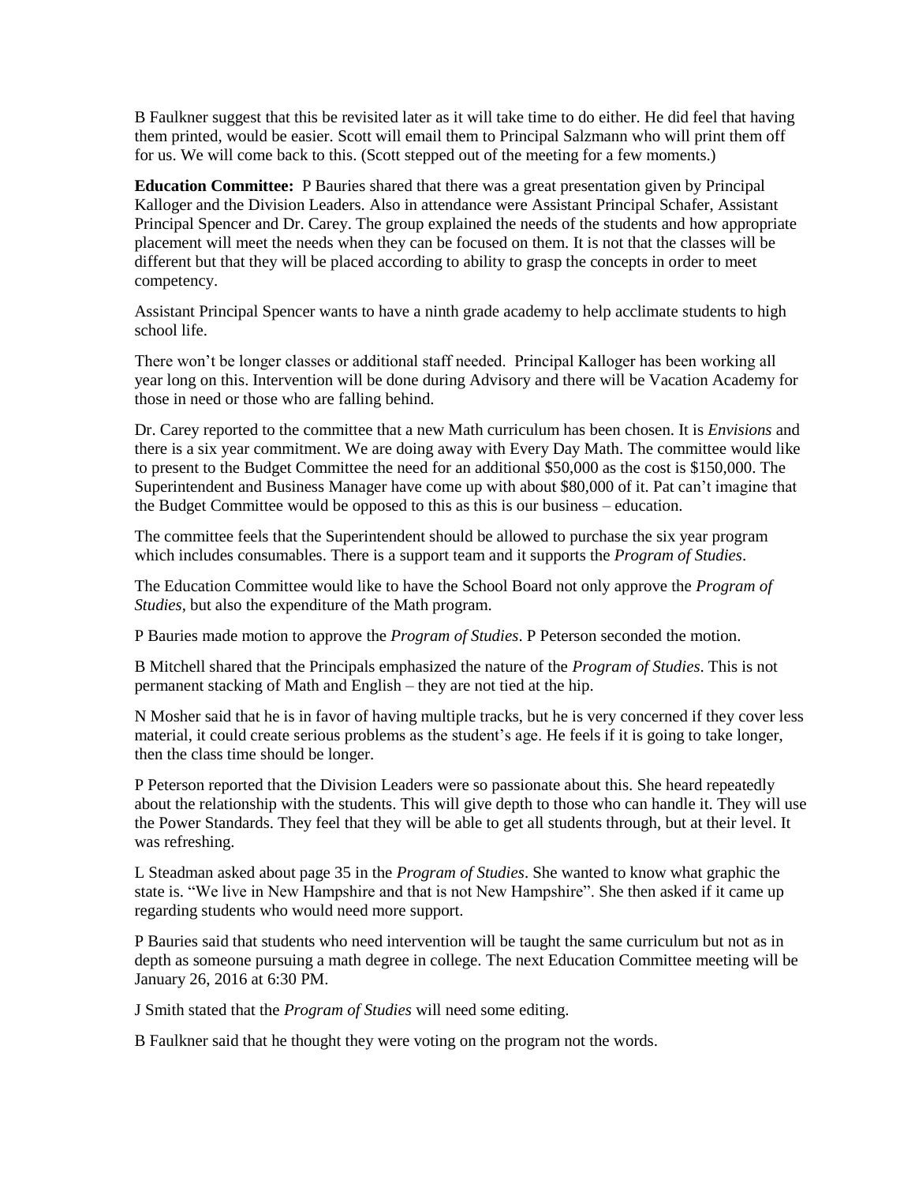B Faulkner suggest that this be revisited later as it will take time to do either. He did feel that having them printed, would be easier. Scott will email them to Principal Salzmann who will print them off for us. We will come back to this. (Scott stepped out of the meeting for a few moments.)

**Education Committee:** P Bauries shared that there was a great presentation given by Principal Kalloger and the Division Leaders. Also in attendance were Assistant Principal Schafer, Assistant Principal Spencer and Dr. Carey. The group explained the needs of the students and how appropriate placement will meet the needs when they can be focused on them. It is not that the classes will be different but that they will be placed according to ability to grasp the concepts in order to meet competency.

Assistant Principal Spencer wants to have a ninth grade academy to help acclimate students to high school life.

There won't be longer classes or additional staff needed. Principal Kalloger has been working all year long on this. Intervention will be done during Advisory and there will be Vacation Academy for those in need or those who are falling behind.

Dr. Carey reported to the committee that a new Math curriculum has been chosen. It is *Envisions* and there is a six year commitment. We are doing away with Every Day Math. The committee would like to present to the Budget Committee the need for an additional $50,000 as the cost is $150,000. The Superintendent and Business Manager have come up with about $80,000 of it. Pat can't imagine that the Budget Committee would be opposed to this as this is our business – education.

The committee feels that the Superintendent should be allowed to purchase the six year program which includes consumables. There is a support team and it supports the *Program of Studies*.

The Education Committee would like to have the School Board not only approve the *Program of Studies*, but also the expenditure of the Math program.

P Bauries made motion to approve the *Program of Studies*. P Peterson seconded the motion.

B Mitchell shared that the Principals emphasized the nature of the *Program of Studies*. This is not permanent stacking of Math and English – they are not tied at the hip.

N Mosher said that he is in favor of having multiple tracks, but he is very concerned if they cover less material, it could create serious problems as the student's age. He feels if it is going to take longer, then the class time should be longer.

P Peterson reported that the Division Leaders were so passionate about this. She heard repeatedly about the relationship with the students. This will give depth to those who can handle it. They will use the Power Standards. They feel that they will be able to get all students through, but at their level. It was refreshing.

L Steadman asked about page 35 in the *Program of Studies*. She wanted to know what graphic the state is. "We live in New Hampshire and that is not New Hampshire". She then asked if it came up regarding students who would need more support.

P Bauries said that students who need intervention will be taught the same curriculum but not as in depth as someone pursuing a math degree in college. The next Education Committee meeting will be January 26, 2016 at 6:30 PM.

J Smith stated that the *Program of Studies* will need some editing.

B Faulkner said that he thought they were voting on the program not the words.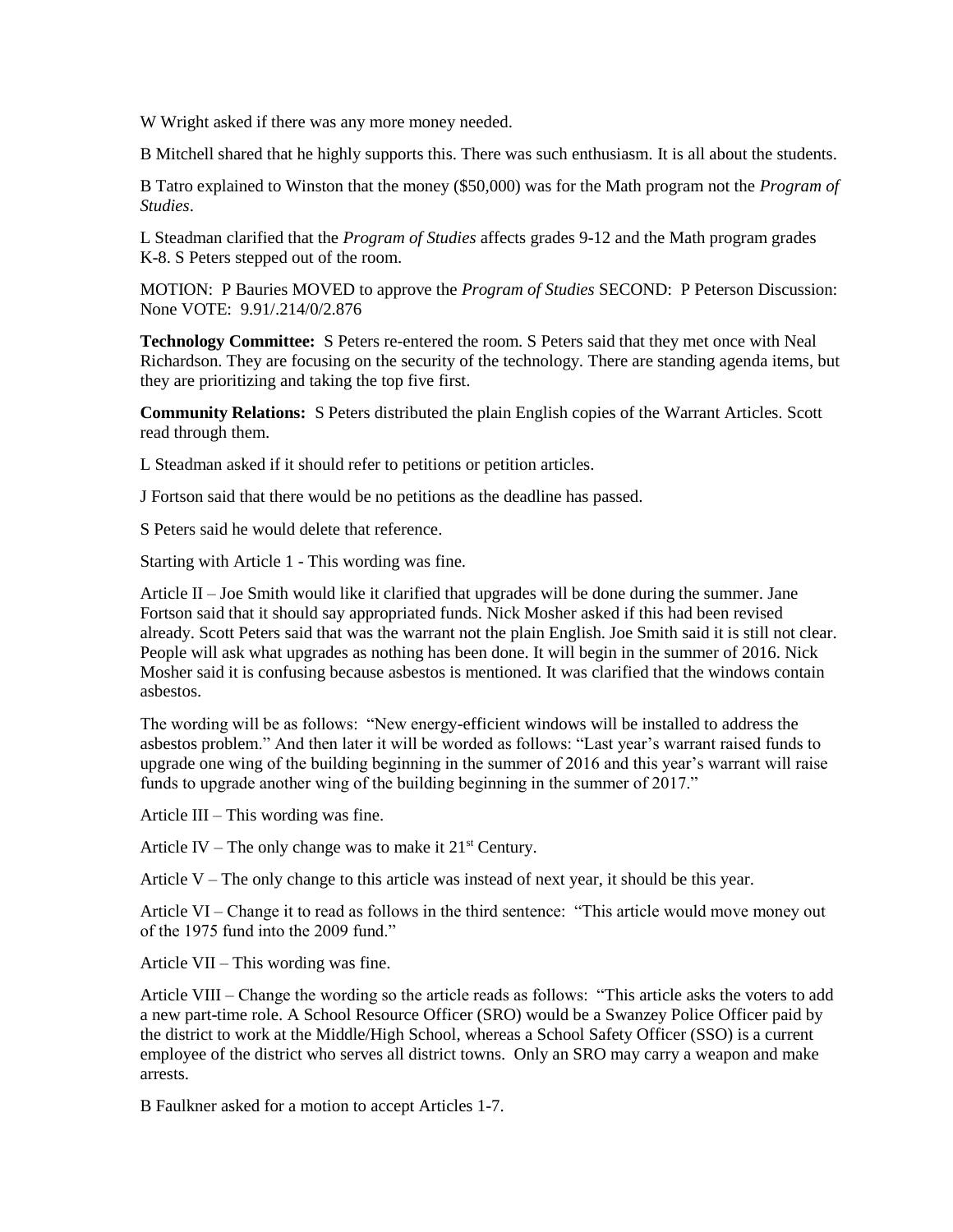W Wright asked if there was any more money needed.

B Mitchell shared that he highly supports this. There was such enthusiasm. It is all about the students.

B Tatro explained to Winston that the money ($50,000) was for the Math program not the *Program of Studies*.

L Steadman clarified that the *Program of Studies* affects grades 9-12 and the Math program grades K-8. S Peters stepped out of the room.

MOTION: P Bauries MOVED to approve the *Program of Studies* SECOND: P Peterson Discussion: None VOTE: 9.91/.214/0/2.876

**Technology Committee:** S Peters re-entered the room. S Peters said that they met once with Neal Richardson. They are focusing on the security of the technology. There are standing agenda items, but they are prioritizing and taking the top five first.

**Community Relations:** S Peters distributed the plain English copies of the Warrant Articles. Scott read through them.

L Steadman asked if it should refer to petitions or petition articles.

J Fortson said that there would be no petitions as the deadline has passed.

S Peters said he would delete that reference.

Starting with Article 1 - This wording was fine.

Article II – Joe Smith would like it clarified that upgrades will be done during the summer. Jane Fortson said that it should say appropriated funds. Nick Mosher asked if this had been revised already. Scott Peters said that was the warrant not the plain English. Joe Smith said it is still not clear. People will ask what upgrades as nothing has been done. It will begin in the summer of 2016. Nick Mosher said it is confusing because asbestos is mentioned. It was clarified that the windows contain asbestos.

The wording will be as follows: "New energy-efficient windows will be installed to address the asbestos problem." And then later it will be worded as follows: "Last year's warrant raised funds to upgrade one wing of the building beginning in the summer of 2016 and this year's warrant will raise funds to upgrade another wing of the building beginning in the summer of 2017."

Article III – This wording was fine.

Article IV – The only change was to make it 21st Century.

Article V – The only change to this article was instead of next year, it should be this year.

Article VI – Change it to read as follows in the third sentence: "This article would move money out of the 1975 fund into the 2009 fund."

Article VII – This wording was fine.

Article VIII – Change the wording so the article reads as follows: "This article asks the voters to add a new part-time role. A School Resource Officer (SRO) would be a Swanzey Police Officer paid by the district to work at the Middle/High School, whereas a School Safety Officer (SSO) is a current employee of the district who serves all district towns. Only an SRO may carry a weapon and make arrests.

B Faulkner asked for a motion to accept Articles 1-7.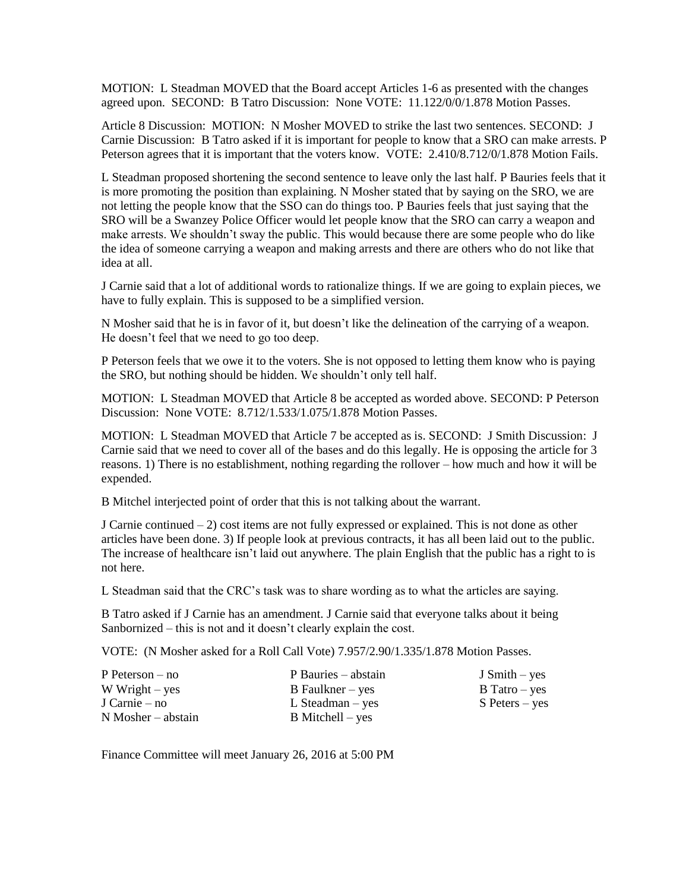MOTION: L Steadman MOVED that the Board accept Articles 1-6 as presented with the changes agreed upon. SECOND: B Tatro Discussion: None VOTE: 11.122/0/0/1.878 Motion Passes.

Article 8 Discussion: MOTION: N Mosher MOVED to strike the last two sentences. SECOND: J Carnie Discussion: B Tatro asked if it is important for people to know that a SRO can make arrests. P Peterson agrees that it is important that the voters know. VOTE: 2.410/8.712/0/1.878 Motion Fails.

L Steadman proposed shortening the second sentence to leave only the last half. P Bauries feels that it is more promoting the position than explaining. N Mosher stated that by saying on the SRO, we are not letting the people know that the SSO can do things too. P Bauries feels that just saying that the SRO will be a Swanzey Police Officer would let people know that the SRO can carry a weapon and make arrests. We shouldn't sway the public. This would because there are some people who do like the idea of someone carrying a weapon and making arrests and there are others who do not like that idea at all.

J Carnie said that a lot of additional words to rationalize things. If we are going to explain pieces, we have to fully explain. This is supposed to be a simplified version.

N Mosher said that he is in favor of it, but doesn't like the delineation of the carrying of a weapon. He doesn't feel that we need to go too deep.

P Peterson feels that we owe it to the voters. She is not opposed to letting them know who is paying the SRO, but nothing should be hidden. We shouldn't only tell half.

MOTION: L Steadman MOVED that Article 8 be accepted as worded above. SECOND: P Peterson Discussion: None VOTE: 8.712/1.533/1.075/1.878 Motion Passes.

MOTION: L Steadman MOVED that Article 7 be accepted as is. SECOND: J Smith Discussion: J Carnie said that we need to cover all of the bases and do this legally. He is opposing the article for 3 reasons. 1) There is no establishment, nothing regarding the rollover – how much and how it will be expended.

B Mitchel interjected point of order that this is not talking about the warrant.

J Carnie continued – 2) cost items are not fully expressed or explained. This is not done as other articles have been done. 3) If people look at previous contracts, it has all been laid out to the public. The increase of healthcare isn't laid out anywhere. The plain English that the public has a right to is not here.

L Steadman said that the CRC's task was to share wording as to what the articles are saying.

B Tatro asked if J Carnie has an amendment. J Carnie said that everyone talks about it being Sanbornized – this is not and it doesn't clearly explain the cost.

VOTE: (N Mosher asked for a Roll Call Vote) 7.957/2.90/1.335/1.878 Motion Passes.

P Peterson – no
W Wright – yes
J Carnie – no
N Mosher – abstain
P Bauries – abstain
B Faulkner – yes
L Steadman – yes
B Mitchell – yes
J Smith – yes
B Tatro – yes
S Peters – yes

Finance Committee will meet January 26, 2016 at 5:00 PM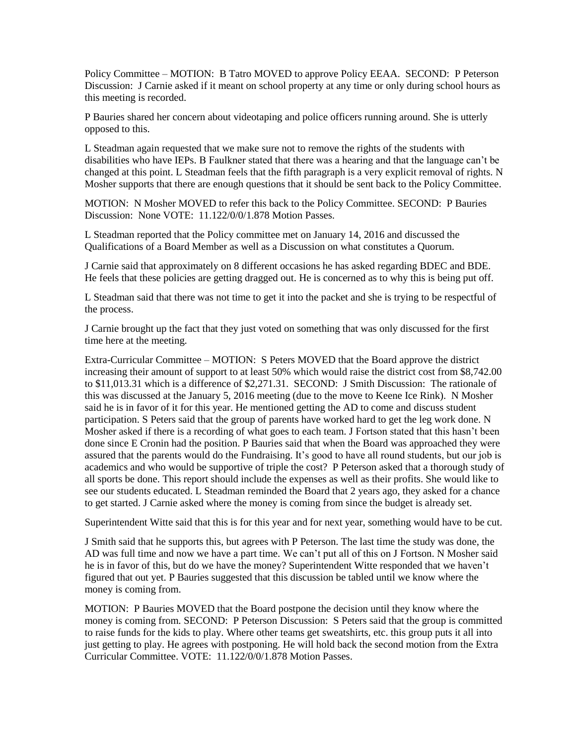Policy Committee – MOTION: B Tatro MOVED to approve Policy EEAA. SECOND: P Peterson Discussion: J Carnie asked if it meant on school property at any time or only during school hours as this meeting is recorded.

P Bauries shared her concern about videotaping and police officers running around. She is utterly opposed to this.

L Steadman again requested that we make sure not to remove the rights of the students with disabilities who have IEPs. B Faulkner stated that there was a hearing and that the language can't be changed at this point. L Steadman feels that the fifth paragraph is a very explicit removal of rights. N Mosher supports that there are enough questions that it should be sent back to the Policy Committee.

MOTION: N Mosher MOVED to refer this back to the Policy Committee. SECOND: P Bauries Discussion: None VOTE: 11.122/0/0/1.878 Motion Passes.

L Steadman reported that the Policy committee met on January 14, 2016 and discussed the Qualifications of a Board Member as well as a Discussion on what constitutes a Quorum.

J Carnie said that approximately on 8 different occasions he has asked regarding BDEC and BDE. He feels that these policies are getting dragged out. He is concerned as to why this is being put off.

L Steadman said that there was not time to get it into the packet and she is trying to be respectful of the process.

J Carnie brought up the fact that they just voted on something that was only discussed for the first time here at the meeting.

Extra-Curricular Committee – MOTION: S Peters MOVED that the Board approve the district increasing their amount of support to at least 50% which would raise the district cost from $8,742.00 to $11,013.31 which is a difference of $2,271.31. SECOND: J Smith Discussion: The rationale of this was discussed at the January 5, 2016 meeting (due to the move to Keene Ice Rink). N Mosher said he is in favor of it for this year. He mentioned getting the AD to come and discuss student participation. S Peters said that the group of parents have worked hard to get the leg work done. N Mosher asked if there is a recording of what goes to each team. J Fortson stated that this hasn't been done since E Cronin had the position. P Bauries said that when the Board was approached they were assured that the parents would do the Fundraising. It's good to have all round students, but our job is academics and who would be supportive of triple the cost? P Peterson asked that a thorough study of all sports be done. This report should include the expenses as well as their profits. She would like to see our students educated. L Steadman reminded the Board that 2 years ago, they asked for a chance to get started. J Carnie asked where the money is coming from since the budget is already set.

Superintendent Witte said that this is for this year and for next year, something would have to be cut.

J Smith said that he supports this, but agrees with P Peterson. The last time the study was done, the AD was full time and now we have a part time. We can't put all of this on J Fortson. N Mosher said he is in favor of this, but do we have the money? Superintendent Witte responded that we haven't figured that out yet. P Bauries suggested that this discussion be tabled until we know where the money is coming from.

MOTION: P Bauries MOVED that the Board postpone the decision until they know where the money is coming from. SECOND: P Peterson Discussion: S Peters said that the group is committed to raise funds for the kids to play. Where other teams get sweatshirts, etc. this group puts it all into just getting to play. He agrees with postponing. He will hold back the second motion from the Extra Curricular Committee. VOTE: 11.122/0/0/1.878 Motion Passes.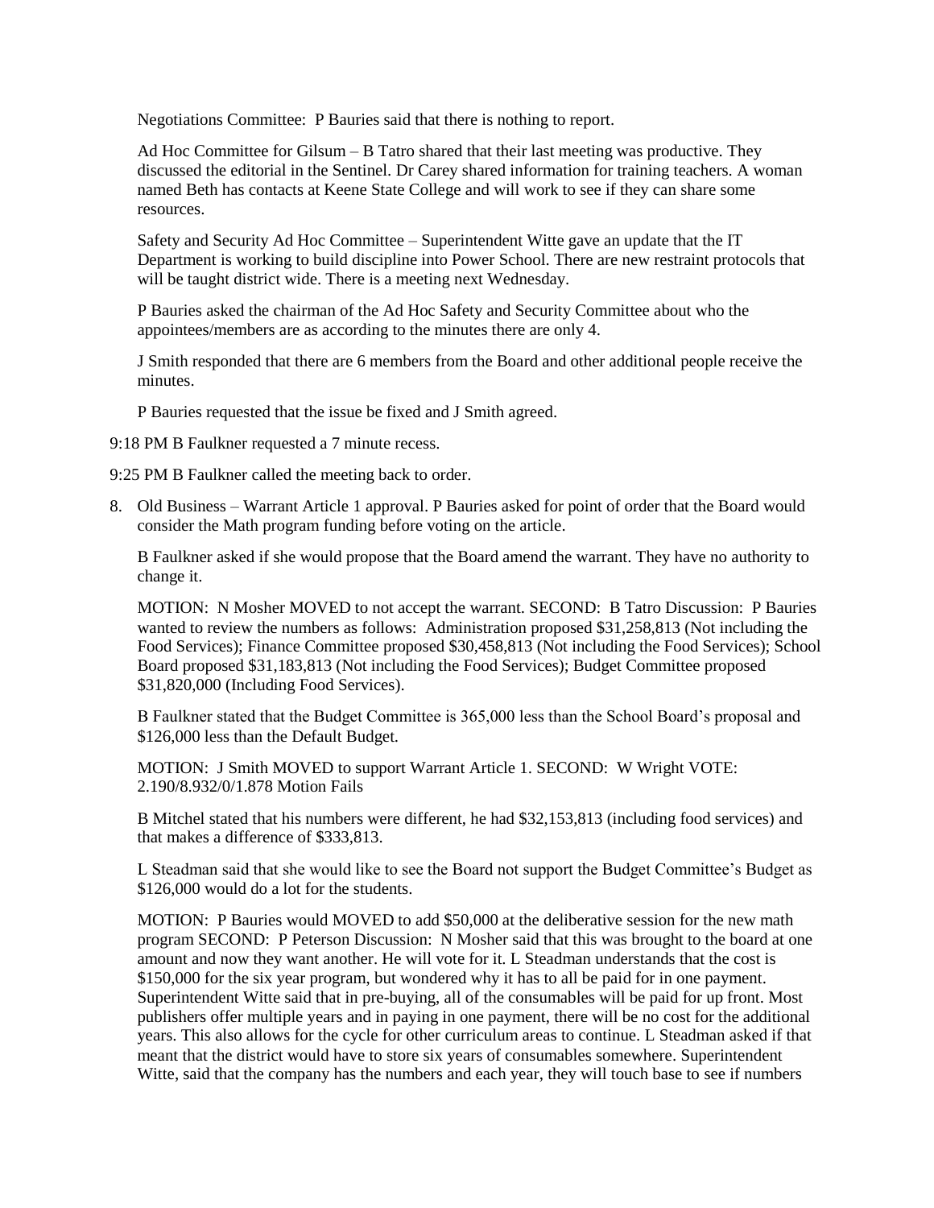Negotiations Committee: P Bauries said that there is nothing to report.

Ad Hoc Committee for Gilsum – B Tatro shared that their last meeting was productive. They discussed the editorial in the Sentinel. Dr Carey shared information for training teachers. A woman named Beth has contacts at Keene State College and will work to see if they can share some resources.

Safety and Security Ad Hoc Committee – Superintendent Witte gave an update that the IT Department is working to build discipline into Power School. There are new restraint protocols that will be taught district wide. There is a meeting next Wednesday.

P Bauries asked the chairman of the Ad Hoc Safety and Security Committee about who the appointees/members are as according to the minutes there are only 4.

J Smith responded that there are 6 members from the Board and other additional people receive the minutes.

P Bauries requested that the issue be fixed and J Smith agreed.

9:18 PM B Faulkner requested a 7 minute recess.

9:25 PM B Faulkner called the meeting back to order.

8. Old Business – Warrant Article 1 approval. P Bauries asked for point of order that the Board would consider the Math program funding before voting on the article.

   B Faulkner asked if she would propose that the Board amend the warrant. They have no authority to change it.

   MOTION: N Mosher MOVED to not accept the warrant. SECOND: B Tatro Discussion: P Bauries wanted to review the numbers as follows: Administration proposed $31,258,813 (Not including the Food Services); Finance Committee proposed $30,458,813 (Not including the Food Services); School Board proposed $31,183,813 (Not including the Food Services); Budget Committee proposed $31,820,000 (Including Food Services).

   B Faulkner stated that the Budget Committee is 365,000 less than the School Board's proposal and $126,000 less than the Default Budget.

   MOTION: J Smith MOVED to support Warrant Article 1. SECOND: W Wright VOTE: 2.190/8.932/0/1.878 Motion Fails

   B Mitchel stated that his numbers were different, he had $32,153,813 (including food services) and that makes a difference of $333,813.

   L Steadman said that she would like to see the Board not support the Budget Committee's Budget as $126,000 would do a lot for the students.

   MOTION: P Bauries would MOVED to add $50,000 at the deliberative session for the new math program SECOND: P Peterson Discussion: N Mosher said that this was brought to the board at one amount and now they want another. He will vote for it. L Steadman understands that the cost is $150,000 for the six year program, but wondered why it has to all be paid for in one payment. Superintendent Witte said that in pre-buying, all of the consumables will be paid for up front. Most publishers offer multiple years and in paying in one payment, there will be no cost for the additional years. This also allows for the cycle for other curriculum areas to continue. L Steadman asked if that meant that the district would have to store six years of consumables somewhere. Superintendent Witte, said that the company has the numbers and each year, they will touch base to see if numbers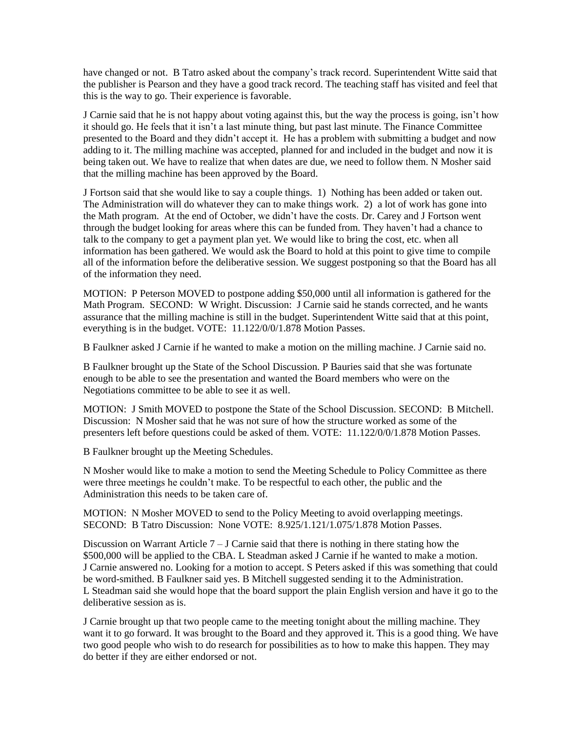have changed or not. B Tatro asked about the company's track record. Superintendent Witte said that the publisher is Pearson and they have a good track record. The teaching staff has visited and feel that this is the way to go. Their experience is favorable.

J Carnie said that he is not happy about voting against this, but the way the process is going, isn't how it should go. He feels that it isn't a last minute thing, but past last minute. The Finance Committee presented to the Board and they didn't accept it. He has a problem with submitting a budget and now adding to it. The milling machine was accepted, planned for and included in the budget and now it is being taken out. We have to realize that when dates are due, we need to follow them. N Mosher said that the milling machine has been approved by the Board.

J Fortson said that she would like to say a couple things. 1) Nothing has been added or taken out. The Administration will do whatever they can to make things work. 2) a lot of work has gone into the Math program. At the end of October, we didn't have the costs. Dr. Carey and J Fortson went through the budget looking for areas where this can be funded from. They haven't had a chance to talk to the company to get a payment plan yet. We would like to bring the cost, etc. when all information has been gathered. We would ask the Board to hold at this point to give time to compile all of the information before the deliberative session. We suggest postponing so that the Board has all of the information they need.

MOTION: P Peterson MOVED to postpone adding $50,000 until all information is gathered for the Math Program. SECOND: W Wright. Discussion: J Carnie said he stands corrected, and he wants assurance that the milling machine is still in the budget. Superintendent Witte said that at this point, everything is in the budget. VOTE: 11.122/0/0/1.878 Motion Passes.

B Faulkner asked J Carnie if he wanted to make a motion on the milling machine. J Carnie said no.

B Faulkner brought up the State of the School Discussion. P Bauries said that she was fortunate enough to be able to see the presentation and wanted the Board members who were on the Negotiations committee to be able to see it as well.

MOTION: J Smith MOVED to postpone the State of the School Discussion. SECOND: B Mitchell. Discussion: N Mosher said that he was not sure of how the structure worked as some of the presenters left before questions could be asked of them. VOTE: 11.122/0/0/1.878 Motion Passes.

B Faulkner brought up the Meeting Schedules.

N Mosher would like to make a motion to send the Meeting Schedule to Policy Committee as there were three meetings he couldn't make. To be respectful to each other, the public and the Administration this needs to be taken care of.

MOTION: N Mosher MOVED to send to the Policy Meeting to avoid overlapping meetings. SECOND: B Tatro Discussion: None VOTE: 8.925/1.121/1.075/1.878 Motion Passes.

Discussion on Warrant Article 7 – J Carnie said that there is nothing in there stating how the $500,000 will be applied to the CBA. L Steadman asked J Carnie if he wanted to make a motion. J Carnie answered no. Looking for a motion to accept. S Peters asked if this was something that could be word-smithed. B Faulkner said yes. B Mitchell suggested sending it to the Administration. L Steadman said she would hope that the board support the plain English version and have it go to the deliberative session as is.

J Carnie brought up that two people came to the meeting tonight about the milling machine. They want it to go forward. It was brought to the Board and they approved it. This is a good thing. We have two good people who wish to do research for possibilities as to how to make this happen. They may do better if they are either endorsed or not.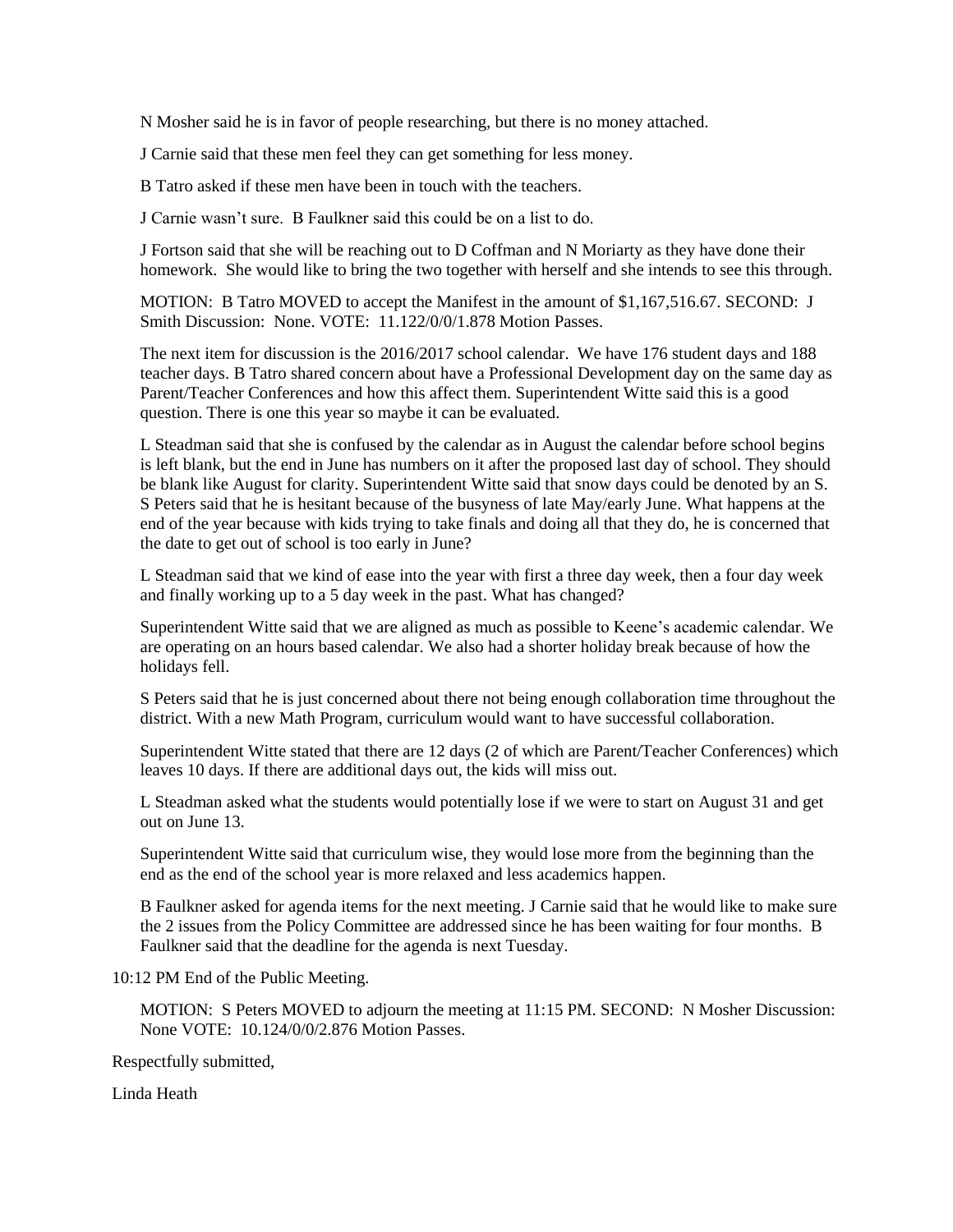N Mosher said he is in favor of people researching, but there is no money attached.

J Carnie said that these men feel they can get something for less money.

B Tatro asked if these men have been in touch with the teachers.

J Carnie wasn't sure. B Faulkner said this could be on a list to do.

J Fortson said that she will be reaching out to D Coffman and N Moriarty as they have done their homework. She would like to bring the two together with herself and she intends to see this through.

MOTION: B Tatro MOVED to accept the Manifest in the amount of $1,167,516.67. SECOND: J Smith Discussion: None. VOTE: 11.122/0/0/1.878 Motion Passes.

The next item for discussion is the 2016/2017 school calendar. We have 176 student days and 188 teacher days. B Tatro shared concern about have a Professional Development day on the same day as Parent/Teacher Conferences and how this affect them. Superintendent Witte said this is a good question. There is one this year so maybe it can be evaluated.

L Steadman said that she is confused by the calendar as in August the calendar before school begins is left blank, but the end in June has numbers on it after the proposed last day of school. They should be blank like August for clarity. Superintendent Witte said that snow days could be denoted by an S. S Peters said that he is hesitant because of the busyness of late May/early June. What happens at the end of the year because with kids trying to take finals and doing all that they do, he is concerned that the date to get out of school is too early in June?

L Steadman said that we kind of ease into the year with first a three day week, then a four day week and finally working up to a 5 day week in the past. What has changed?

Superintendent Witte said that we are aligned as much as possible to Keene's academic calendar. We are operating on an hours based calendar. We also had a shorter holiday break because of how the holidays fell.

S Peters said that he is just concerned about there not being enough collaboration time throughout the district. With a new Math Program, curriculum would want to have successful collaboration.

Superintendent Witte stated that there are 12 days (2 of which are Parent/Teacher Conferences) which leaves 10 days. If there are additional days out, the kids will miss out.

L Steadman asked what the students would potentially lose if we were to start on August 31 and get out on June 13.

Superintendent Witte said that curriculum wise, they would lose more from the beginning than the end as the end of the school year is more relaxed and less academics happen.

B Faulkner asked for agenda items for the next meeting. J Carnie said that he would like to make sure the 2 issues from the Policy Committee are addressed since he has been waiting for four months. B Faulkner said that the deadline for the agenda is next Tuesday.

10:12 PM End of the Public Meeting.

MOTION: S Peters MOVED to adjourn the meeting at 11:15 PM. SECOND: N Mosher Discussion: None VOTE: 10.124/0/0/2.876 Motion Passes.

Respectfully submitted,

Linda Heath